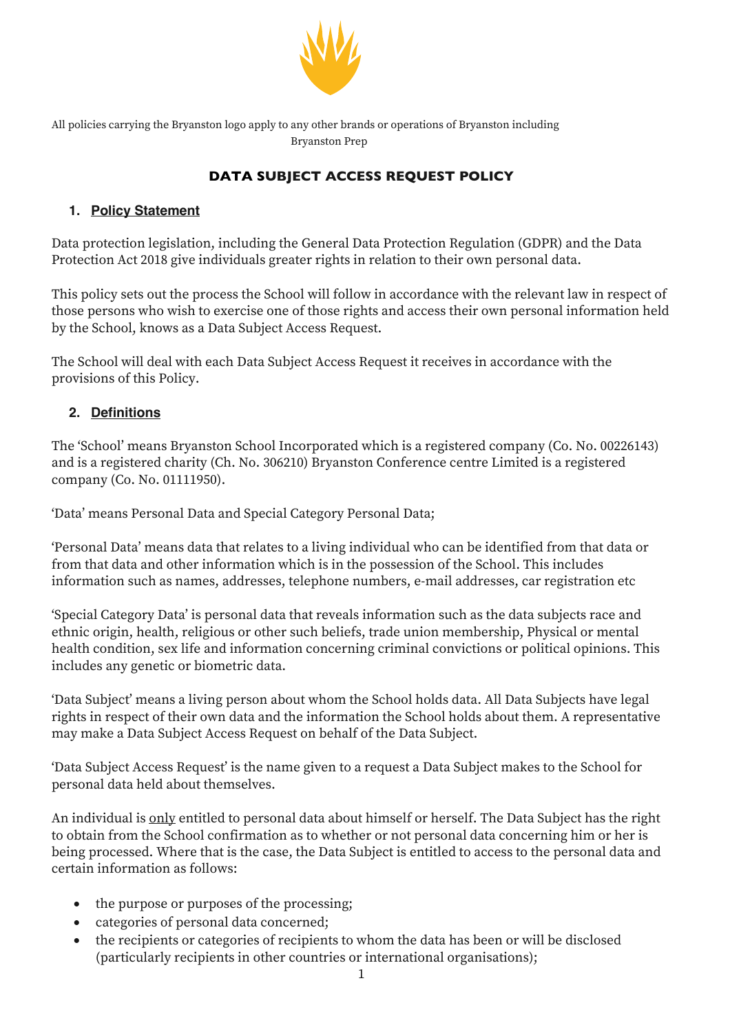All policies carrying the Bryanston logo apply to any other brands or operations of Bryanston including Bryanston Prep

# DATA SUBJECT ACCESS REQUEST POLICY

## 1. Policy Statement

Data protection legislation, including the General Data Protection Regulation (GDPR) and the Data Protection Act 2018 give individuals greater rights in relation to their own personal data.

This policy sets out the process the School will follow in accordance with the relevant law in respect of those persons who wish to exercise one of those rights and access their own personal information held by the School, knows as a Data Subject Access Request.

The School will deal with each Data Subject Access Request it receives in accordance with the provisions of this Policy.

## 2. Definitions

The 'School' means Bryanston School Incorporated which is a registered company (Co. No. 00226143) and is a registered charity (Ch. No. 306210) Bryanston Conference centre Limited is a registered company (Co. No. 01111950).

'Data' means Personal Data and Special Category Personal Data;

'Personal Data' means data that relates to a living individual who can be identified from that data or from that data and other information which is in the possession of the School. This includes information such as names, addresses, telephone numbers, e-mail addresses, car registration etc

'Special Category Data' is personal data that reveals information such as the data subjects race and ethnic origin, health, religious or other such beliefs, trade union membership, Physical or mental health condition, sex life and information concerning criminal convictions or political opinions. This includes any genetic or biometric data.

'Data Subject' means a living person about whom the School holds data. All Data Subjects have legal rights in respect of their own data and the information the School holds about them. A representative may make a Data Subject Access Request on behalf of the Data Subject.

'Data Subject Access Request' is the name given to a request a Data Subject makes to the School for personal data held about themselves.

An individual is <u>only</u> entitled to personal data about himself or herself. The Data Subject has the right to obtain from the School confirmation as to whether or not personal data concerning him or her is being processed. Where that is the case, the Data Subject is entitled to access to the personal data and certain information as follows:

- the purpose or purposes of the processing;
- categories of personal data concerned;
- the recipients or categories of recipients to whom the data has been or will be disclosed (particularly recipients in other countries or international organisations);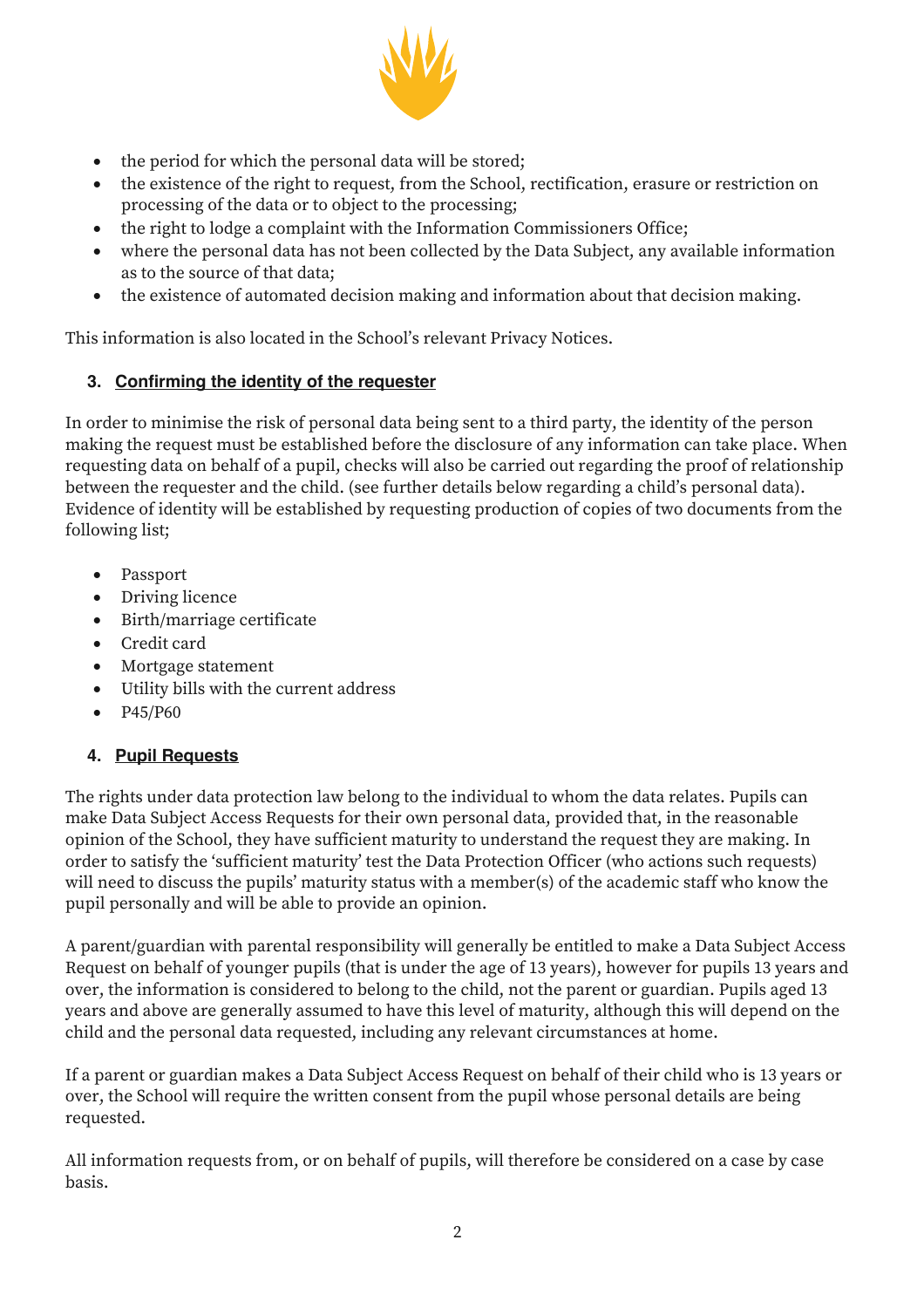- the period for which the personal data will be stored;
- the existence of the right to request, from the School, rectification, erasure or restriction on processing of the data or to object to the processing;
- the right to lodge a complaint with the Information Commissioners Office;
- where the personal data has not been collected by the Data Subject, any available information as to the source of that data;
- the existence of automated decision making and information about that decision making.

This information is also located in the School's relevant Privacy Notices.

## 3. Confirming the identity of the requester

In order to minimise the risk of personal data being sent to a third party, the identity of the person making the request must be established before the disclosure of any information can take place. When requesting data on behalf of a pupil, checks will also be carried out regarding the proof of relationship between the requester and the child. (see further details below regarding a child's personal data). Evidence of identity will be established by requesting production of copies of two documents from the following list;

- Passport
- Driving licence
- Birth/marriage certificate
- Credit card
- Mortgage statement
- Utility bills with the current address
- P45/P60

## 4. Pupil Requests

The rights under data protection law belong to the individual to whom the data relates. Pupils can make Data Subject Access Requests for their own personal data, provided that, in the reasonable opinion of the School, they have sufficient maturity to understand the request they are making. In order to satisfy the 'sufficient maturity' test the Data Protection Officer (who actions such requests) will need to discuss the pupils' maturity status with a member(s) of the academic staff who know the pupil personally and will be able to provide an opinion.

A parent/guardian with parental responsibility will generally be entitled to make a Data Subject Access Request on behalf of younger pupils (that is under the age of 13 years), however for pupils 13 years and over, the information is considered to belong to the child, not the parent or guardian. Pupils aged 13 years and above are generally assumed to have this level of maturity, although this will depend on the child and the personal data requested, including any relevant circumstances at home.

If a parent or guardian makes a Data Subject Access Request on behalf of their child who is 13 years or over, the School will require the written consent from the pupil whose personal details are being requested.

All information requests from, or on behalf of pupils, will therefore be considered on a case by case basis.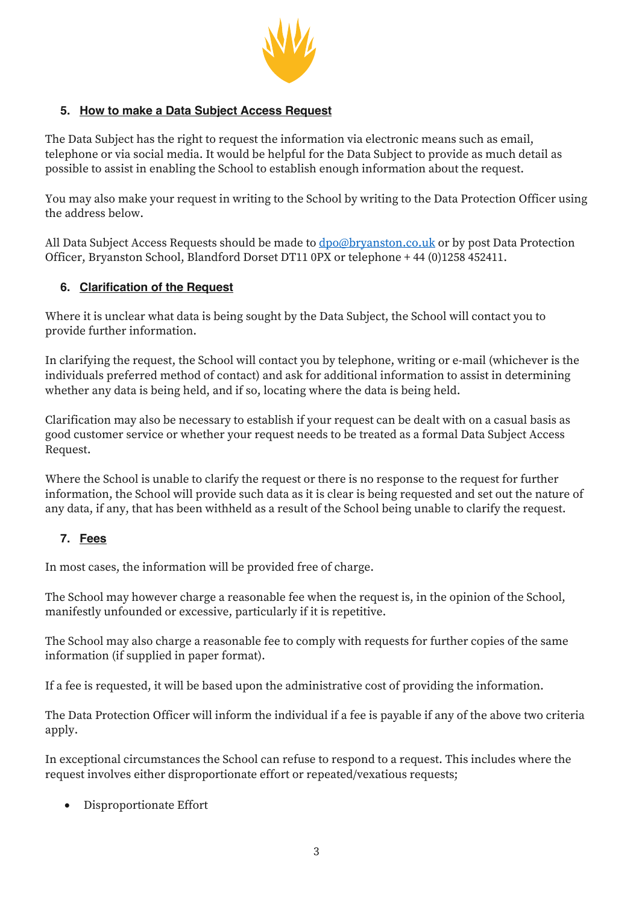## 5. How to make a Data Subject Access Request

The Data Subject has the right to request the information via electronic means such as email, telephone or via social media. It would be helpful for the Data Subject to provide as much detail as possible to assist in enabling the School to establish enough information about the request.

You may also make your request in writing to the School by writing to the Data Protection Officer using the address below.

All Data Subject Access Requests should be made to [dpo@bryanston.co.uk](mailto:dpo@bryanston.co.uk) or by post Data Protection Officer, Bryanston School, Blandford Dorset DT11 0PX or telephone + 44 (0)1258 452411.

## 6. Clarification of the Request

Where it is unclear what data is being sought by the Data Subject, the School will contact you to provide further information.

In clarifying the request, the School will contact you by telephone, writing or e-mail (whichever is the individuals preferred method of contact) and ask for additional information to assist in determining whether any data is being held, and if so, locating where the data is being held.

Clarification may also be necessary to establish if your request can be dealt with on a casual basis as good customer service or whether your request needs to be treated as a formal Data Subject Access Request.

Where the School is unable to clarify the request or there is no response to the request for further information, the School will provide such data as it is clear is being requested and set out the nature of any data, if any, that has been withheld as a result of the School being unable to clarify the request.

## 7. Fees

In most cases, the information will be provided free of charge.

The School may however charge a reasonable fee when the request is, in the opinion of the School, manifestly unfounded or excessive, particularly if it is repetitive.

The School may also charge a reasonable fee to comply with requests for further copies of the same information (if supplied in paper format).

If a fee is requested, it will be based upon the administrative cost of providing the information.

The Data Protection Officer will inform the individual if a fee is payable if any of the above two criteria apply.

In exceptional circumstances the School can refuse to respond to a request. This includes where the request involves either disproportionate effort or repeated/vexatious requests;

- Disproportionate Effort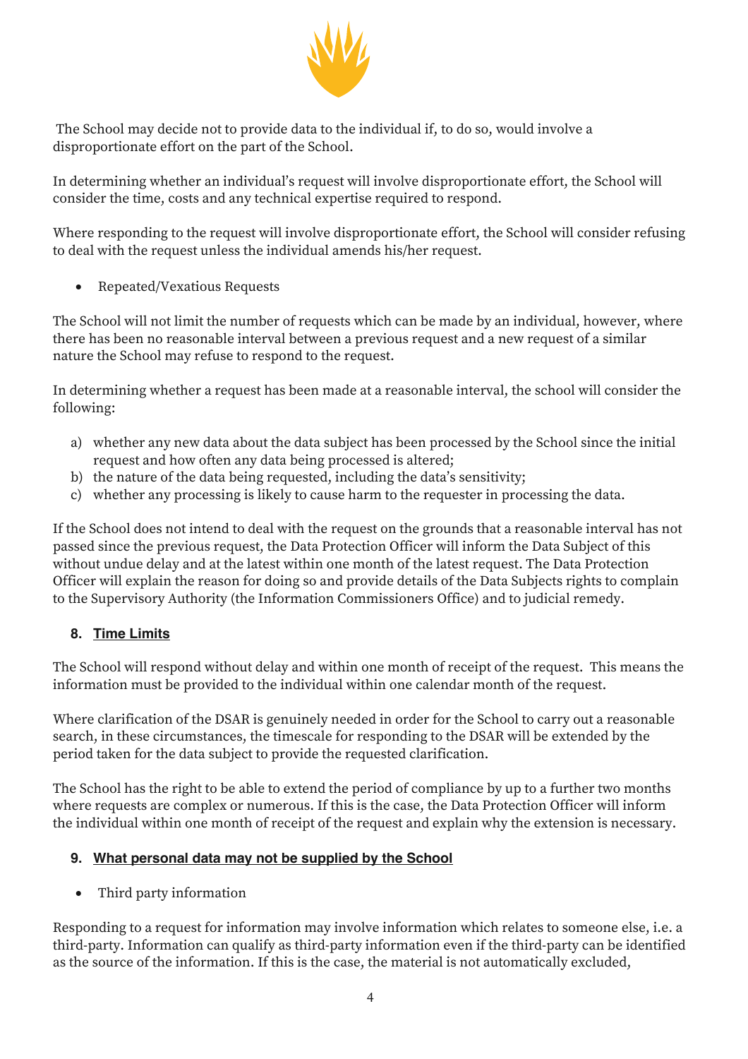The School may decide not to provide data to the individual if, to do so, would involve a disproportionate effort on the part of the School.

In determining whether an individual's request will involve disproportionate effort, the School will consider the time, costs and any technical expertise required to respond.

Where responding to the request will involve disproportionate effort, the School will consider refusing to deal with the request unless the individual amends his/her request.

- Repeated/Vexatious Requests

The School will not limit the number of requests which can be made by an individual, however, where there has been no reasonable interval between a previous request and a new request of a similar nature the School may refuse to respond to the request.

In determining whether a request has been made at a reasonable interval, the school will consider the following:

a) whether any new data about the data subject has been processed by the School since the initial request and how often any data being processed is altered;
b) the nature of the data being requested, including the data's sensitivity;
c) whether any processing is likely to cause harm to the requester in processing the data.

If the School does not intend to deal with the request on the grounds that a reasonable interval has not passed since the previous request, the Data Protection Officer will inform the Data Subject of this without undue delay and at the latest within one month of the latest request. The Data Protection Officer will explain the reason for doing so and provide details of the Data Subjects rights to complain to the Supervisory Authority (the Information Commissioners Office) and to judicial remedy.

## 8. Time Limits

The School will respond without delay and within one month of receipt of the request. This means the information must be provided to the individual within one calendar month of the request.

Where clarification of the DSAR is genuinely needed in order for the School to carry out a reasonable search, in these circumstances, the timescale for responding to the DSAR will be extended by the period taken for the data subject to provide the requested clarification.

The School has the right to be able to extend the period of compliance by up to a further two months where requests are complex or numerous. If this is the case, the Data Protection Officer will inform the individual within one month of receipt of the request and explain why the extension is necessary.

## 9. What personal data may not be supplied by the School

- Third party information

Responding to a request for information may involve information which relates to someone else, i.e. a third-party. Information can qualify as third-party information even if the third-party can be identified as the source of the information. If this is the case, the material is not automatically excluded,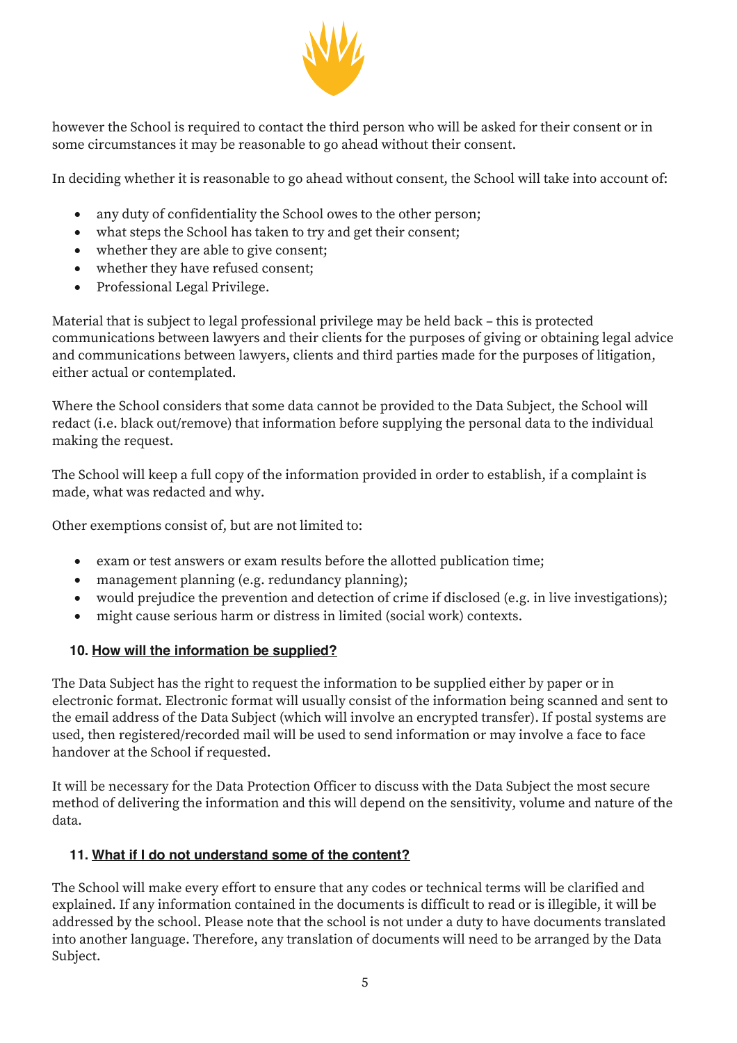however the School is required to contact the third person who will be asked for their consent or in some circumstances it may be reasonable to go ahead without their consent.

In deciding whether it is reasonable to go ahead without consent, the School will take into account of:

- any duty of confidentiality the School owes to the other person;
- what steps the School has taken to try and get their consent;
- whether they are able to give consent;
- whether they have refused consent;
- Professional Legal Privilege.

Material that is subject to legal professional privilege may be held back – this is protected communications between lawyers and their clients for the purposes of giving or obtaining legal advice and communications between lawyers, clients and third parties made for the purposes of litigation, either actual or contemplated.

Where the School considers that some data cannot be provided to the Data Subject, the School will redact (i.e. black out/remove) that information before supplying the personal data to the individual making the request.

The School will keep a full copy of the information provided in order to establish, if a complaint is made, what was redacted and why.

Other exemptions consist of, but are not limited to:

- exam or test answers or exam results before the allotted publication time;
- management planning (e.g. redundancy planning);
- would prejudice the prevention and detection of crime if disclosed (e.g. in live investigations);
- might cause serious harm or distress in limited (social work) contexts.

## 10. How will the information be supplied?

The Data Subject has the right to request the information to be supplied either by paper or in electronic format. Electronic format will usually consist of the information being scanned and sent to the email address of the Data Subject (which will involve an encrypted transfer). If postal systems are used, then registered/recorded mail will be used to send information or may involve a face to face handover at the School if requested.

It will be necessary for the Data Protection Officer to discuss with the Data Subject the most secure method of delivering the information and this will depend on the sensitivity, volume and nature of the data.

## 11. What if I do not understand some of the content?

The School will make every effort to ensure that any codes or technical terms will be clarified and explained. If any information contained in the documents is difficult to read or is illegible, it will be addressed by the school. Please note that the school is not under a duty to have documents translated into another language. Therefore, any translation of documents will need to be arranged by the Data Subject.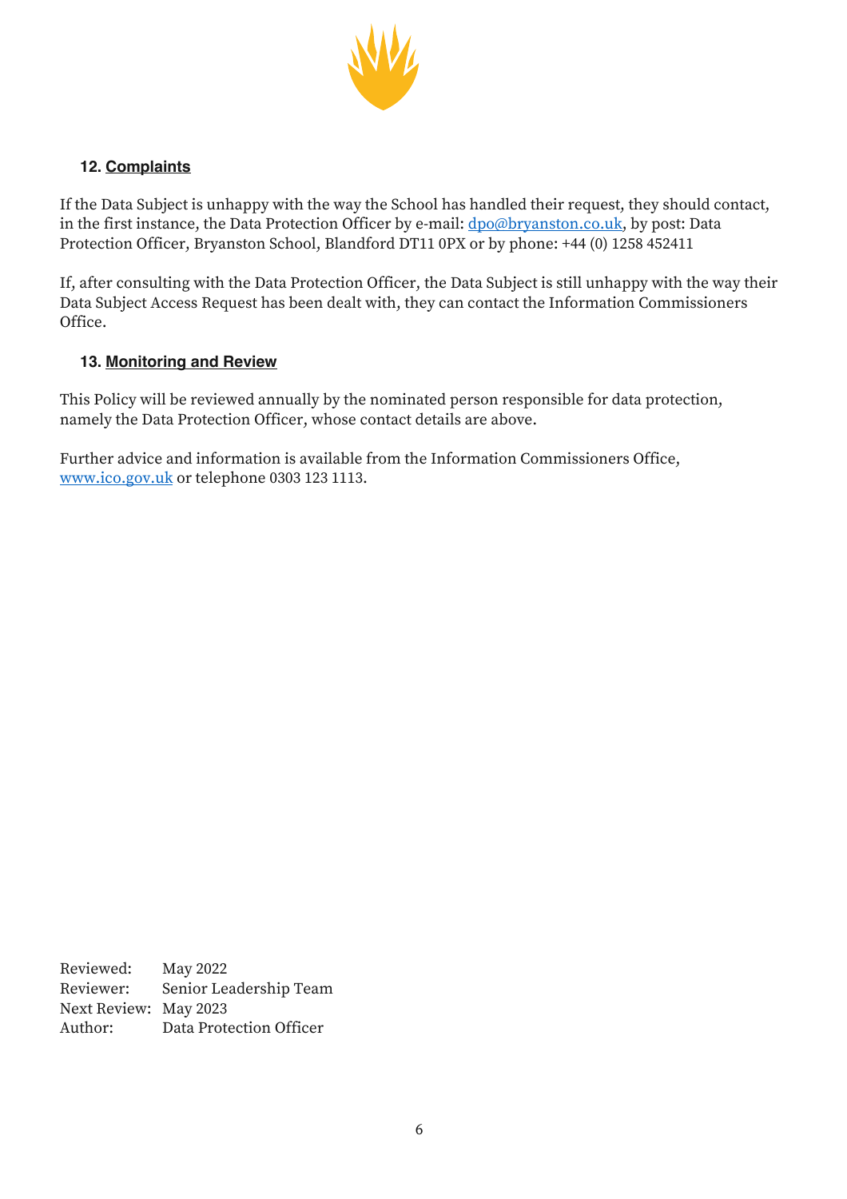## 12. Complaints

If the Data Subject is unhappy with the way the School has handled their request, they should contact, in the first instance, the Data Protection Officer by e-mail: dpo@bryanston.co.uk, by post: Data Protection Officer, Bryanston School, Blandford DT11 0PX or by phone: +44 (0) 1258 452411

If, after consulting with the Data Protection Officer, the Data Subject is still unhappy with the way their Data Subject Access Request has been dealt with, they can contact the Information Commissioners Office.

## 13. Monitoring and Review

This Policy will be reviewed annually by the nominated person responsible for data protection, namely the Data Protection Officer, whose contact details are above.

Further advice and information is available from the Information Commissioners Office, www.ico.gov.uk or telephone 0303 123 1113.

| | |
|---|---|
| Reviewed: | May 2022 |
| Reviewer: | Senior Leadership Team |
| Next Review: | May 2023 |
| Author: | Data Protection Officer |